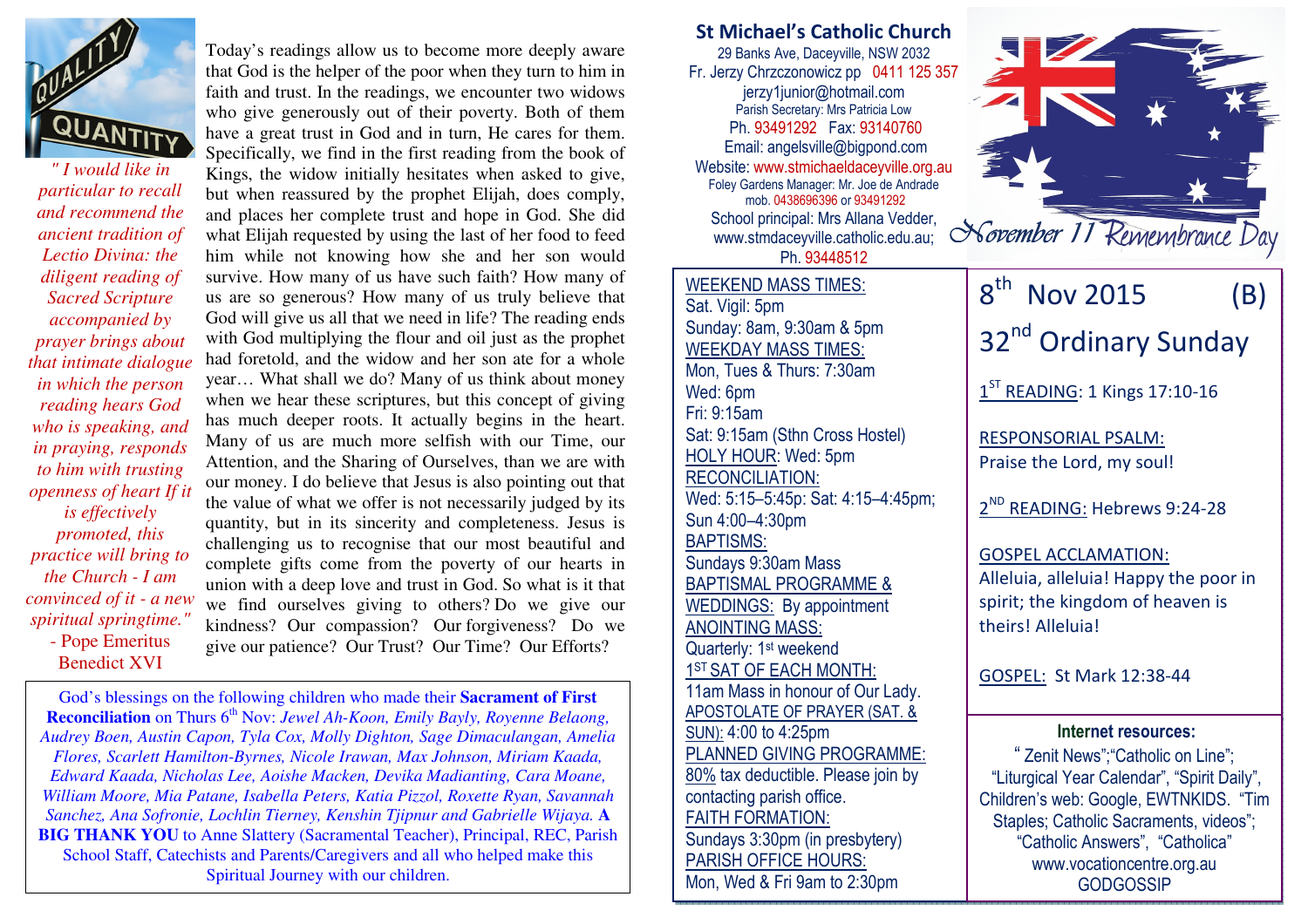*" I would like in particular to recall and recommend the ancient tradition of Lectio Divina: the diligent reading of Sacred Scripture accompanied by prayer brings about that intimate dialogue in which the person reading hears God who is speaking, and in praying, responds to him with trusting openness of heart If it is effectively promoted, this practice will bring to the Church - I am convinced of it - a new spiritual springtime."*
- Pope Emeritus Benedict XVI

Today's readings allow us to become more deeply aware that God is the helper of the poor when they turn to him in faith and trust. In the readings, we encounter two widows who give generously out of their poverty. Both of them have a great trust in God and in turn, He cares for them. Specifically, we find in the first reading from the book of Kings, the widow initially hesitates when asked to give, but when reassured by the prophet Elijah, does comply, and places her complete trust and hope in God. She did what Elijah requested by using the last of her food to feed him while not knowing how she and her son would survive. How many of us have such faith? How many of us are so generous? How many of us truly believe that God will give us all that we need in life? The reading ends with God multiplying the flour and oil just as the prophet had foretold, and the widow and her son ate for a whole year… What shall we do? Many of us think about money when we hear these scriptures, but this concept of giving has much deeper roots. It actually begins in the heart. Many of us are much more selfish with our Time, our Attention, and the Sharing of Ourselves, than we are with our money. I do believe that Jesus is also pointing out that the value of what we offer is not necessarily judged by its quantity, but in its sincerity and completeness. Jesus is challenging us to recognise that our most beautiful and complete gifts come from the poverty of our hearts in union with a deep love and trust in God. So what is it that we find ourselves giving to others? Do we give our kindness? Our compassion? Our forgiveness? Do we give our patience? Our Trust? Our Time? Our Efforts?

God's blessings on the following children who made their **Sacrament of First Reconciliation** on Thurs 6th Nov: *Jewel Ah-Koon, Emily Bayly, Royenne Belaong, Audrey Boen, Austin Capon, Tyla Cox, Molly Dighton, Sage Dimaculangan, Amelia Flores, Scarlett Hamilton-Byrnes, Nicole Irawan, Max Johnson, Miriam Kaada, Edward Kaada, Nicholas Lee, Aoishe Macken, Devika Madianting, Cara Moane, William Moore, Mia Patane, Isabella Peters, Katia Pizzol, Roxette Ryan, Savannah Sanchez, Ana Sofronie, Lochlin Tierney, Kenshin Tjipnur and Gabrielle Wijaya.* **A BIG THANK YOU** to Anne Slattery (Sacramental Teacher), Principal, REC, Parish School Staff, Catechists and Parents/Caregivers and all who helped make this Spiritual Journey with our children.

## St Michael's Catholic Church

29 Banks Ave, Daceyville, NSW 2032
Fr. Jerzy Chrzczonowicz pp 0411 125 357
jerzy1junior@hotmail.com
Parish Secretary: Mrs Patricia Low
Ph. 93491292 Fax: 93140760
Email: angelsville@bigpond.com
Website: www.stmichaeldaceyville.org.au
Foley Gardens Manager: Mr. Joe de Andrade mob. 0438696396 or 93491292
School principal: Mrs Allana Vedder, www.stmdaceyville.catholic.edu.au; Ph. 93448512

November 11 Remembrance Day

WEEKEND MASS TIMES:
Sat. Vigil: 5pm
Sunday: 8am, 9:30am & 5pm
WEEKDAY MASS TIMES:
Mon, Tues & Thurs: 7:30am
Wed: 6pm
Fri: 9:15am
Sat: 9:15am (Sthn Cross Hostel)
HOLY HOUR: Wed: 5pm
RECONCILIATION:
Wed: 5:15–5:45p: Sat: 4:15–4:45pm; Sun 4:00–4:30pm
BAPTISMS:
Sundays 9:30am Mass
BAPTISMAL PROGRAMME & WEDDINGS: By appointment
ANOINTING MASS:
Quarterly: 1st weekend
1ST SAT OF EACH MONTH:
11am Mass in honour of Our Lady.
APOSTOLATE OF PRAYER (SAT. & SUN): 4:00 to 4:25pm
PLANNED GIVING PROGRAMME: 80% tax deductible. Please join by contacting parish office.
FAITH FORMATION:
Sundays 3:30pm (in presbytery)
PARISH OFFICE HOURS:
Mon, Wed & Fri 9am to 2:30pm

## 8th Nov 2015 (B)

## 32nd Ordinary Sunday

1ST READING: 1 Kings 17:10-16

RESPONSORIAL PSALM:
Praise the Lord, my soul!

2ND READING: Hebrews 9:24-28

GOSPEL ACCLAMATION:
Alleluia, alleluia! Happy the poor in spirit; the kingdom of heaven is theirs! Alleluia!

GOSPEL: St Mark 12:38-44

**Internet resources:**
" Zenit News";"Catholic on Line"; "Liturgical Year Calendar", "Spirit Daily", Children's web: Google, EWTNKIDS. "Tim Staples; Catholic Sacraments, videos"; "Catholic Answers", "Catholica" www.vocationcentre.org.au GODGOSSIP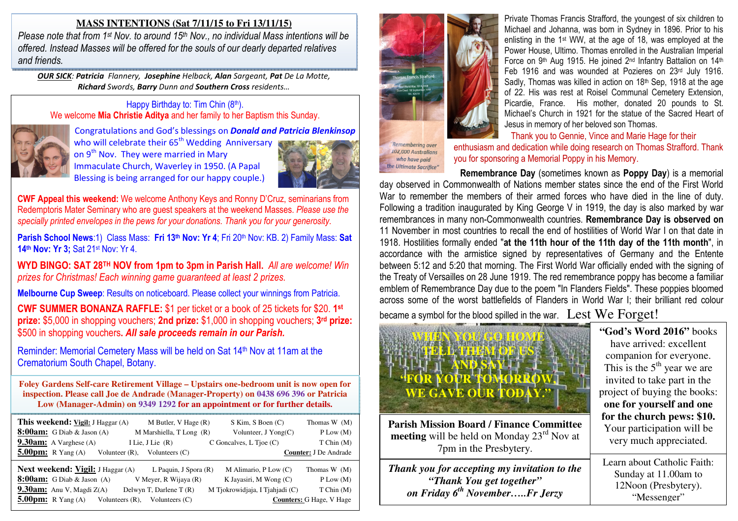## MASS INTENTIONS (Sat 7/11/15 to Fri 13/11/15)

*Please note that from 1st Nov. to around 15th Nov., no individual Mass intentions will be offered. Instead Masses will be offered for the souls of our dearly departed relatives and friends.*

***OUR SICK**: **Patricia** Flannery, **Josephine** Helback, **Alan** Sargeant, **Pat** De La Motte, **Richard** Swords, **Barry** Dunn and **Southern Cross** residents…*

Happy Birthday to: Tim Chin (8th).

We welcome **Mia Christie Aditya** and her family to her Baptism this Sunday.

Congratulations and God's blessings on ***Donald and Patricia Blenkinsop*** who will celebrate their 65th Wedding Anniversary on 9th Nov. They were married in Mary Immaculate Church, Waverley in 1950. (A Papal Blessing is being arranged for our happy couple.)

**CWF Appeal this weekend:** We welcome Anthony Keys and Ronny D'Cruz, seminarians from Redemptoris Mater Seminary who are guest speakers at the weekend Masses. *Please use the specially printed envelopes in the pews for your donations. Thank you for your generosity.*

**Parish School News**:1) Class Mass: **Fri 13th Nov: Yr 4**; Fri 20th Nov: KB. 2) Family Mass: **Sat 14th Nov: Yr 3;** Sat 21st Nov: Yr 4.

**WYD BINGO: SAT 28TH NOV from 1pm to 3pm in Parish Hall.** *All are welcome! Win prizes for Christmas! Each winning game guaranteed at least 2 prizes.*

**Melbourne Cup Sweep**: Results on noticeboard. Please collect your winnings from Patricia.

**CWF SUMMER BONANZA RAFFLE:** $1 per ticket or a book of 25 tickets for $20. **1st prize:** $5,000 in shopping vouchers; **2nd prize:** $1,000 in shopping vouchers; **3rd prize:** $500 in shopping vouchers**. *All sale proceeds remain in our Parish.***

Reminder: Memorial Cemetery Mass will be held on Sat 14th Nov at 11am at the Crematorium South Chapel, Botany.

**Foley Gardens Self-care Retirement Village – Upstairs one-bedroom unit is now open for inspection. Please call Joe de Andrade (Manager-Property) on 0438 696 396 or Patricia Low (Manager-Admin) on 9349 1292 for an appointment or for further details.**

| | | | | |
|---|---|---|---|---|
| **This weekend: Vigil:** J Haggar (A) | M Butler, V Hage (R) | S Kim, S Boen (C) | Thomas W (M) | |
| **8:00am:** G Diab & Jason (A) | M Marshiella, T Long (R) | Volunteer, J Yong(C) | P Low (M) | |
| **9.30am:** A Varghese (A) | I Lie, J Lie (R) | C Goncalves, L Tjoe (C) | T Chin (M) | |
| **5.00pm:** R Yang (A) | Volunteer (R), | Volunteers (C) | | **Counter:** J De Andrade |
| **Next weekend: Vigil:** J Haggar (A) | L Paquin, J Spora (R) | M Alimario, P Low (C) | Thomas W (M) | |
| **8:00am:** G Diab & Jason (A) | V Meyer, R Wijaya (R) | K Jayasiri, M Wong (C) | P Low (M) | |
| **9.30am:** Anu V, Magdi Z(A) | Delwyn T, Darlene T (R) | M Tjokrowidjaja, I Tjahjadi (C) | T Chin (M) | |
| **5.00pm:** R Yang (A) | Volunteers (R), | Volunteers (C) | | **Counters:** G Hage, V Hage |

Thomas Francis Strafford

First World War, 1914-1918
Date Died: 18 September 1918
SN: 4261A

"Remembering over 102,000 Australians who have paid the Ultimate Sacrifice"

Private Thomas Francis Strafford, the youngest of six children to Michael and Johanna, was born in Sydney in 1896. Prior to his enlisting in the 1st WW, at the age of 18, was employed at the Power House, Ultimo. Thomas enrolled in the Australian Imperial Force on 9th Aug 1915. He joined 2nd Infantry Battalion on 14th Feb 1916 and was wounded at Pozieres on 23rd July 1916. Sadly, Thomas was killed in action on 18th Sep, 1918 at the age of 22. His was rest at Roisel Communal Cemetery Extension, Picardie, France. His mother, donated 20 pounds to St. Michael's Church in 1921 for the statue of the Sacred Heart of Jesus in memory of her beloved son Thomas.

Thank you to Gennie, Vince and Marie Hage for their enthusiasm and dedication while doing research on Thomas Strafford. Thank you for sponsoring a Memorial Poppy in his Memory.

**Remembrance Day** (sometimes known as **Poppy Day**) is a memorial day observed in Commonwealth of Nations member states since the end of the First World War to remember the members of their armed forces who have died in the line of duty. Following a tradition inaugurated by King George V in 1919, the day is also marked by war remembrances in many non-Commonwealth countries. **Remembrance Day is observed on** 11 November in most countries to recall the end of hostilities of World War I on that date in 1918. Hostilities formally ended "**at the 11th hour of the 11th day of the 11th month**", in accordance with the armistice signed by representatives of Germany and the Entente between 5:12 and 5:20 that morning. The First World War officially ended with the signing of the Treaty of Versailles on 28 June 1919. The red remembrance poppy has become a familiar emblem of Remembrance Day due to the poem "In Flanders Fields". These poppies bloomed across some of the worst battlefields of Flanders in World War I; their brilliant red colour became a symbol for the blood spilled in the war. Lest We Forget!

WHEN YOU GO HOME
TELL THEM OF US
AND SAY
"FOR YOUR TOMORROW,
WE GAVE OUR TODAY."

**"God's Word 2016"** books have arrived: excellent companion for everyone. This is the 5th year we are invited to take part in the project of buying the books: **one for yourself and one for the church pews: $10.** Your participation will be very much appreciated.

**Parish Mission Board / Finance Committee meeting** will be held on Monday 23rd Nov at 7pm in the Presbytery.

***Thank you for accepting my invitation to the "Thank You get together" on Friday 6th November…..Fr Jerzy***

Learn about Catholic Faith: Sunday at 11.00am to 12Noon (Presbytery). "Messenger"